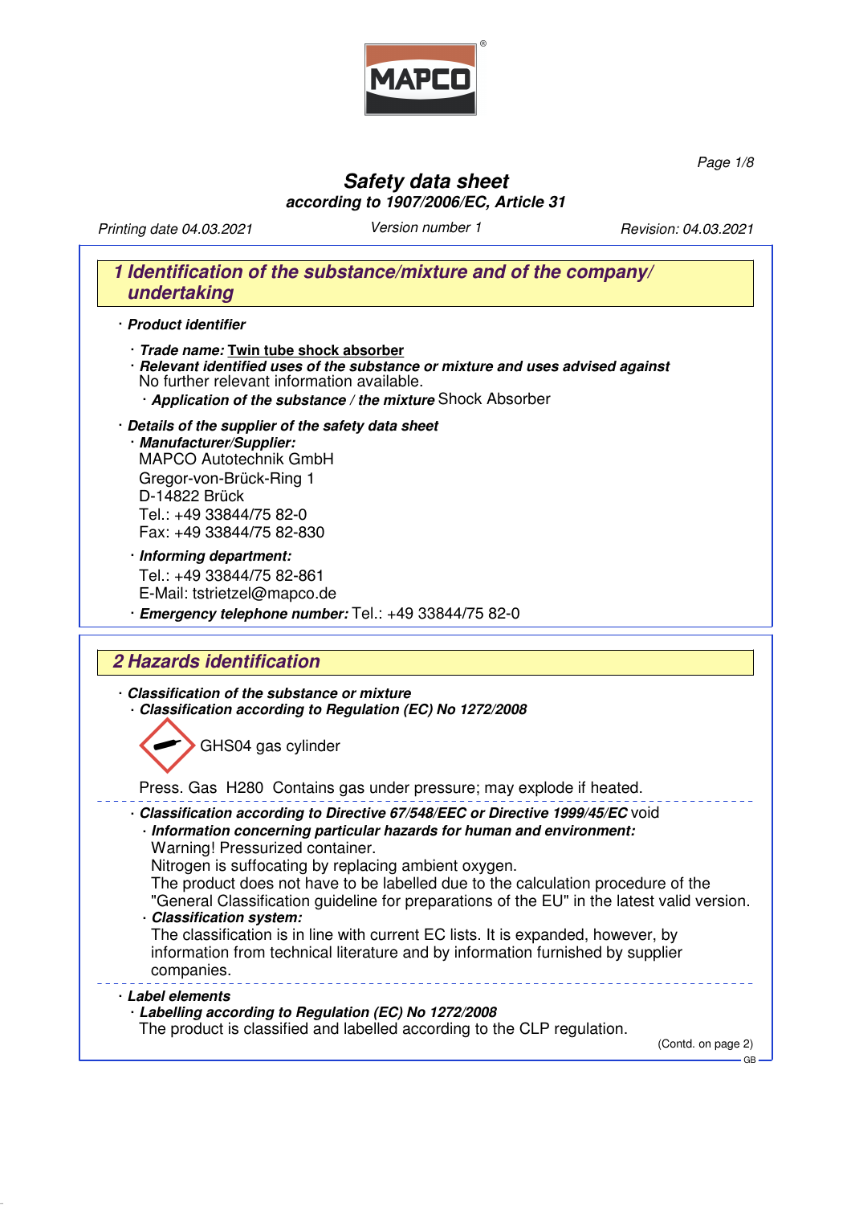# Safety data sheet

**according to 1907/2006/EC, Article 31**

*Printing date 04.03.2021* *Version number 1* *Revision: 04.03.2021*

## 1 Identification of the substance/mixture and of the company/ undertaking

· ***Product identifier***

· ***Trade name:*** **Twin tube shock absorber**

· ***Relevant identified uses of the substance or mixture and uses advised against***
No further relevant information available.

· ***Application of the substance / the mixture*** Shock Absorber

· ***Details of the supplier of the safety data sheet***

· ***Manufacturer/Supplier:***
MAPCO Autotechnik GmbH
Gregor-von-Brück-Ring 1
D-14822 Brück
Tel.: +49 33844/75 82-0
Fax: +49 33844/75 82-830

· ***Informing department:***
Tel.: +49 33844/75 82-861
E-Mail: tstrietzel@mapco.de

· ***Emergency telephone number:*** Tel.: +49 33844/75 82-0

## 2 Hazards identification

· ***Classification of the substance or mixture***

· ***Classification according to Regulation (EC) No 1272/2008***

GHS04 gas cylinder

Press. Gas H280 Contains gas under pressure; may explode if heated.

· ***Classification according to Directive 67/548/EEC or Directive 1999/45/EC*** void

· ***Information concerning particular hazards for human and environment:***
Warning! Pressurized container.
Nitrogen is suffocating by replacing ambient oxygen.
The product does not have to be labelled due to the calculation procedure of the "General Classification guideline for preparations of the EU" in the latest valid version.

· ***Classification system:***
The classification is in line with current EC lists. It is expanded, however, by information from technical literature and by information furnished by supplier companies.

· ***Label elements***

· ***Labelling according to Regulation (EC) No 1272/2008***
The product is classified and labelled according to the CLP regulation.

(Contd. on page 2)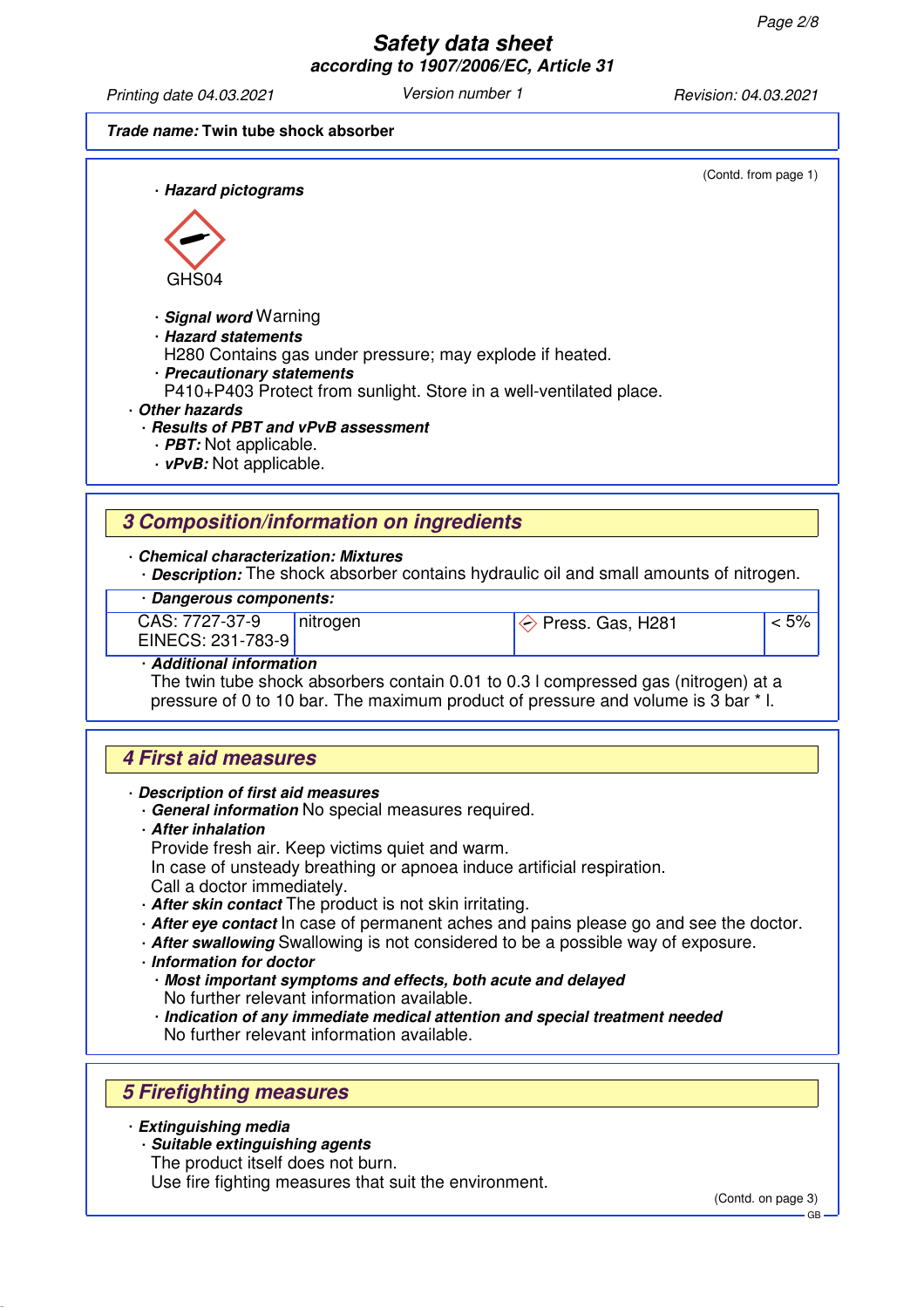(Contd. from page 1)

· **Hazard pictograms**

GHS04

· **Signal word** Warning
· **Hazard statements**
H280 Contains gas under pressure; may explode if heated.
· **Precautionary statements**
P410+P403 Protect from sunlight. Store in a well-ventilated place.

· **Other hazards**
· **Results of PBT and vPvB assessment**
· **PBT:** Not applicable.
· **vPvB:** Not applicable.

## 3 Composition/information on ingredients

· **Chemical characterization: Mixtures**
· **Description:** The shock absorber contains hydraulic oil and small amounts of nitrogen.

| · **Dangerous components:** | | | |
|---|---|---|---|
| CAS: 7727-37-9<br>EINECS: 231-783-9 | nitrogen | Press. Gas, H281 | < 5% |

· **Additional information**
The twin tube shock absorbers contain 0.01 to 0.3 l compressed gas (nitrogen) at a pressure of 0 to 10 bar. The maximum product of pressure and volume is 3 bar * l.

## 4 First aid measures

· **Description of first aid measures**
· **General information** No special measures required.
· **After inhalation**
Provide fresh air. Keep victims quiet and warm.
In case of unsteady breathing or apnoea induce artificial respiration.
Call a doctor immediately.
· **After skin contact** The product is not skin irritating.
· **After eye contact** In case of permanent aches and pains please go and see the doctor.
· **After swallowing** Swallowing is not considered to be a possible way of exposure.
· **Information for doctor**
· **Most important symptoms and effects, both acute and delayed**
No further relevant information available.
· **Indication of any immediate medical attention and special treatment needed**
No further relevant information available.

## 5 Firefighting measures

· **Extinguishing media**
· **Suitable extinguishing agents**
The product itself does not burn.
Use fire fighting measures that suit the environment.

(Contd. on page 3)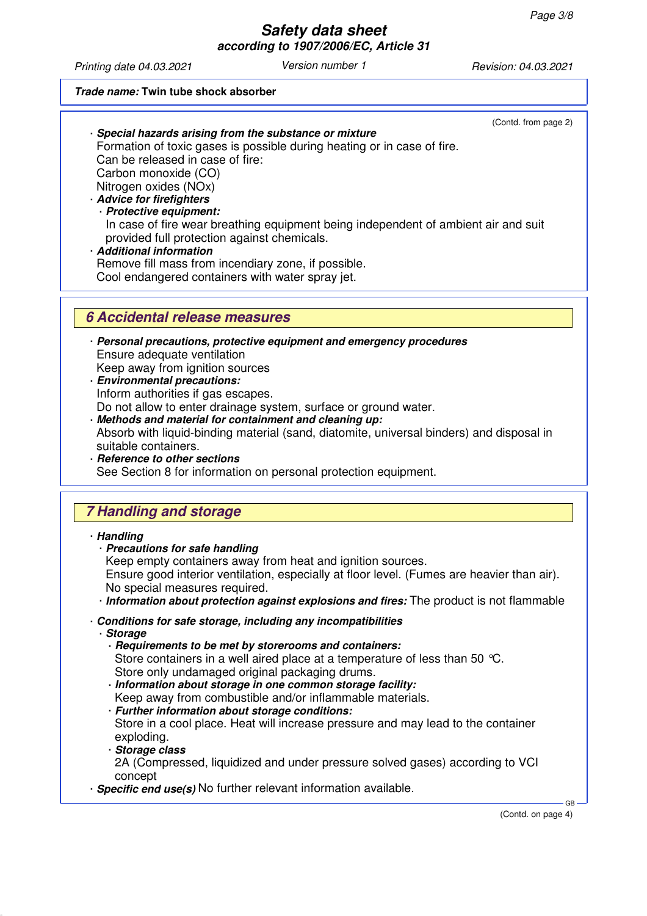**Trade name: Twin tube shock absorber**

(Contd. from page 2)

- ***Special hazards arising from the substance or mixture***
  Formation of toxic gases is possible during heating or in case of fire.
  Can be released in case of fire:
  Carbon monoxide (CO)
  Nitrogen oxides (NOx)
- ***Advice for firefighters***
  - ***Protective equipment:***
    In case of fire wear breathing equipment being independent of ambient air and suit provided full protection against chemicals.
- ***Additional information***
  Remove fill mass from incendiary zone, if possible.
  Cool endangered containers with water spray jet.

## 6 Accidental release measures

- ***Personal precautions, protective equipment and emergency procedures***
  Ensure adequate ventilation
  Keep away from ignition sources
- ***Environmental precautions:***
  Inform authorities if gas escapes.
  Do not allow to enter drainage system, surface or ground water.
- ***Methods and material for containment and cleaning up:***
  Absorb with liquid-binding material (sand, diatomite, universal binders) and disposal in suitable containers.
- ***Reference to other sections***
  See Section 8 for information on personal protection equipment.

## 7 Handling and storage

- ***Handling***
  - ***Precautions for safe handling***
    Keep empty containers away from heat and ignition sources.
    Ensure good interior ventilation, especially at floor level. (Fumes are heavier than air).
    No special measures required.
  - ***Information about protection against explosions and fires:*** The product is not flammable
- ***Conditions for safe storage, including any incompatibilities***
  - ***Storage***
    - ***Requirements to be met by storerooms and containers:***
      Store containers in a well aired place at a temperature of less than 50 °C.
      Store only undamaged original packaging drums.
    - ***Information about storage in one common storage facility:***
      Keep away from combustible and/or inflammable materials.
    - ***Further information about storage conditions:***
      Store in a cool place. Heat will increase pressure and may lead to the container exploding.
    - ***Storage class***
      2A (Compressed, liquidized and under pressure solved gases) according to VCI concept
- ***Specific end use(s)*** No further relevant information available.

(Contd. on page 4)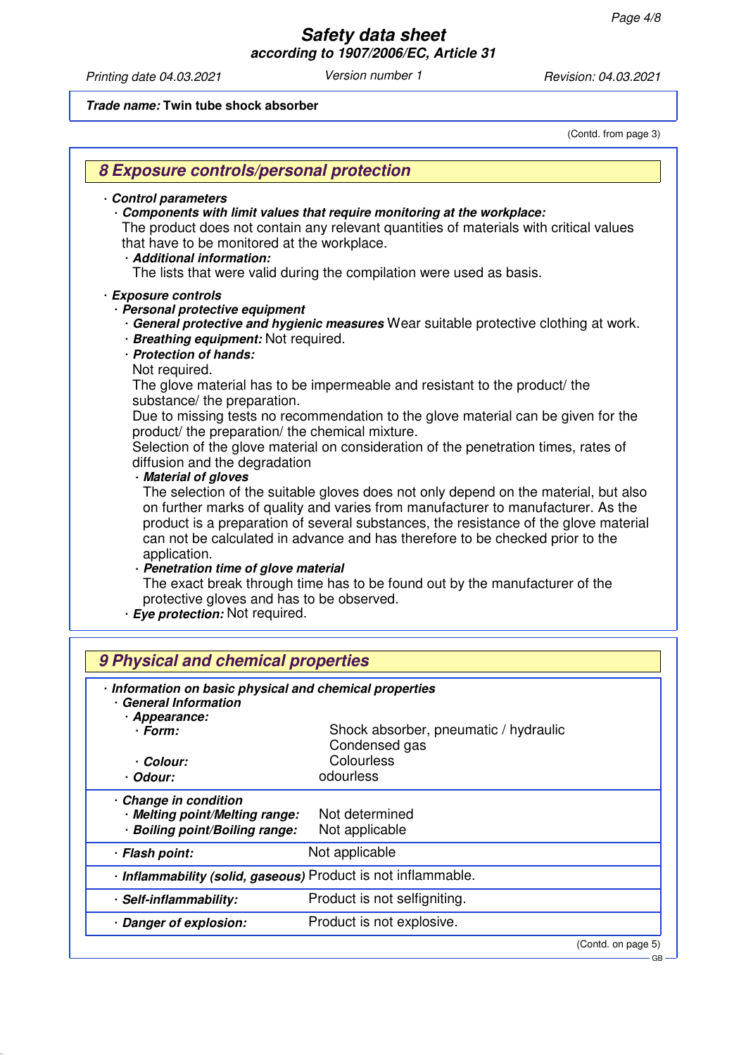**Trade name:** Twin tube shock absorber

(Contd. from page 3)

## 8 Exposure controls/personal protection

- ***Control parameters***
  - ***Components with limit values that require monitoring at the workplace:*** The product does not contain any relevant quantities of materials with critical values that have to be monitored at the workplace.
    - ***Additional information:*** The lists that were valid during the compilation were used as basis.
- ***Exposure controls***
  - ***Personal protective equipment***
    - ***General protective and hygienic measures*** Wear suitable protective clothing at work.
    - ***Breathing equipment:*** Not required.
    - ***Protection of hands:***

      Not required.

      The glove material has to be impermeable and resistant to the product/ the substance/ the preparation.

      Due to missing tests no recommendation to the glove material can be given for the product/ the preparation/ the chemical mixture.

      Selection of the glove material on consideration of the penetration times, rates of diffusion and the degradation
      - ***Material of gloves***

        The selection of the suitable gloves does not only depend on the material, but also on further marks of quality and varies from manufacturer to manufacturer. As the product is a preparation of several substances, the resistance of the glove material can not be calculated in advance and has therefore to be checked prior to the application.
      - ***Penetration time of glove material***

        The exact break through time has to be found out by the manufacturer of the protective gloves and has to be observed.
    - ***Eye protection:*** Not required.

## 9 Physical and chemical properties

| · *Information on basic physical and chemical properties* | |
|---|---|
| · *General Information* | |
| · *Appearance:* | |
| · *Form:* | Shock absorber, pneumatic / hydraulic Condensed gas |
| · *Colour:* | Colourless |
| · *Odour:* | odourless |
| · *Change in condition* | |
| · *Melting point/Melting range:* | Not determined |
| · *Boiling point/Boiling range:* | Not applicable |
| · *Flash point:* | Not applicable |
| · *Inflammability (solid, gaseous)* | Product is not inflammable. |
| · *Self-inflammability:* | Product is not selfigniting. |
| · *Danger of explosion:* | Product is not explosive. |

(Contd. on page 5)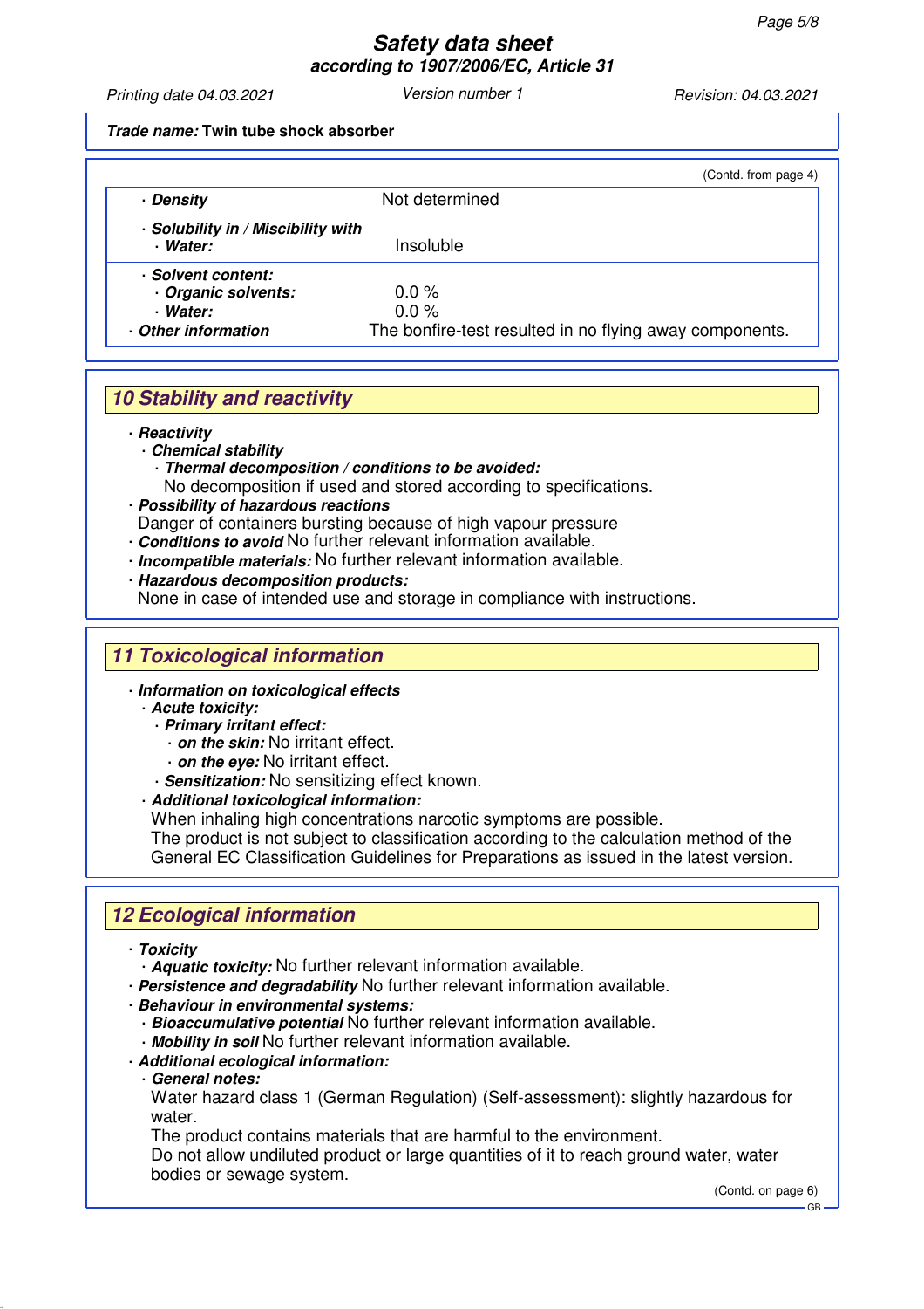Trade name: Twin tube shock absorber

(Contd. from page 4)

- **Density** Not determined
- **Solubility in / Miscibility with**
  - **Water:** Insoluble
- **Solvent content:**
  - **Organic solvents:** 0.0 %
  - **Water:** 0.0 %
- **Other information** The bonfire-test resulted in no flying away components.

## 10 Stability and reactivity

- **Reactivity**
  - **Chemical stability**
    - **Thermal decomposition / conditions to be avoided:**
      No decomposition if used and stored according to specifications.
- **Possibility of hazardous reactions**
  Danger of containers bursting because of high vapour pressure
- **Conditions to avoid** No further relevant information available.
- **Incompatible materials:** No further relevant information available.
- **Hazardous decomposition products:**
  None in case of intended use and storage in compliance with instructions.

## 11 Toxicological information

- **Information on toxicological effects**
  - **Acute toxicity:**
    - **Primary irritant effect:**
      - **on the skin:** No irritant effect.
      - **on the eye:** No irritant effect.
    - **Sensitization:** No sensitizing effect known.
  - **Additional toxicological information:**
    When inhaling high concentrations narcotic symptoms are possible.
    The product is not subject to classification according to the calculation method of the General EC Classification Guidelines for Preparations as issued in the latest version.

## 12 Ecological information

- **Toxicity**
  - **Aquatic toxicity:** No further relevant information available.
- **Persistence and degradability** No further relevant information available.
- **Behaviour in environmental systems:**
  - **Bioaccumulative potential** No further relevant information available.
  - **Mobility in soil** No further relevant information available.
- **Additional ecological information:**
  - **General notes:**
    Water hazard class 1 (German Regulation) (Self-assessment): slightly hazardous for water.
    The product contains materials that are harmful to the environment.
    Do not allow undiluted product or large quantities of it to reach ground water, water bodies or sewage system.

(Contd. on page 6)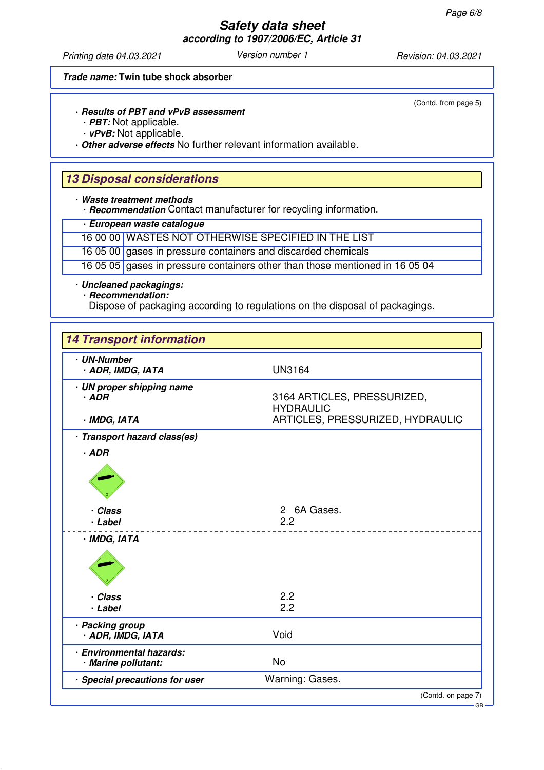**Trade name:** Twin tube shock absorber

(Contd. from page 5)

· **Results of PBT and vPvB assessment**
  · **PBT:** Not applicable.
  · **vPvB:** Not applicable.
· **Other adverse effects** No further relevant information available.

## 13 Disposal considerations

· **Waste treatment methods**
  · **Recommendation** Contact manufacturer for recycling information.

| · **European waste catalogue** | |
|---|---|
| 16 00 00 | WASTES NOT OTHERWISE SPECIFIED IN THE LIST |
| 16 05 00 | gases in pressure containers and discarded chemicals |
| 16 05 05 | gases in pressure containers other than those mentioned in 16 05 04 |

· **Uncleaned packagings:**
  · **Recommendation:**
  Dispose of packaging according to regulations on the disposal of packagings.

## 14 Transport information

| | |
|---|---|
| · **UN-Number** | |
| · **ADR, IMDG, IATA** | UN3164 |
| · **UN proper shipping name** | |
| · **ADR** | 3164 ARTICLES, PRESSURIZED, HYDRAULIC |
| · **IMDG, IATA** | ARTICLES, PRESSURIZED, HYDRAULIC |
| · **Transport hazard class(es)** | |
| · **ADR** | |
| · **Class** | 2 6A Gases. |
| · **Label** | 2.2 |
| · **IMDG, IATA** | |
| · **Class** | 2.2 |
| · **Label** | 2.2 |
| · **Packing group** | |
| · **ADR, IMDG, IATA** | Void |
| · **Environmental hazards:** | |
| · **Marine pollutant:** | No |
| · **Special precautions for user** | Warning: Gases. |

(Contd. on page 7)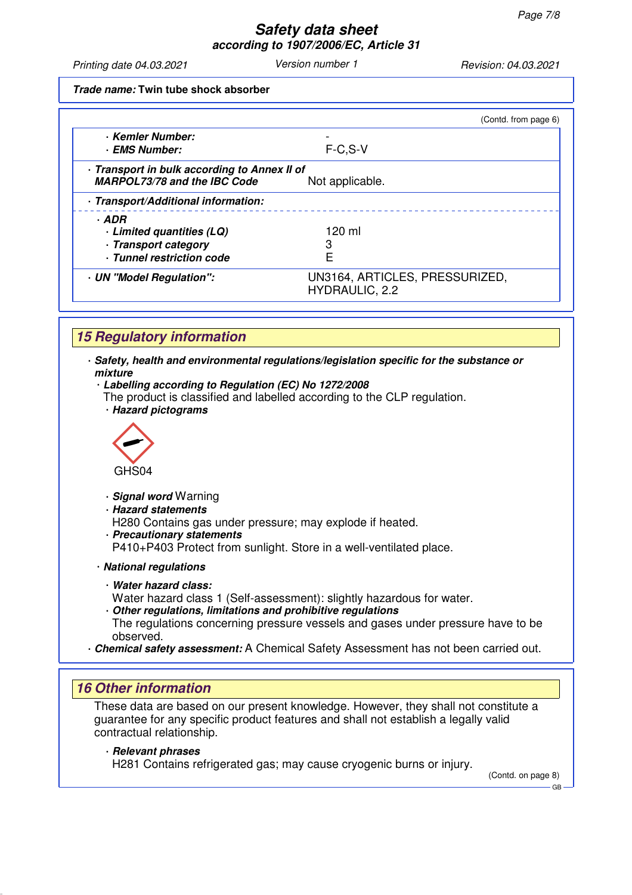**Trade name:** Twin tube shock absorber

(Contd. from page 6)

| | |
|---|---|
| · **Kemler Number:** | - |
| · **EMS Number:** | F-C,S-V |
| · **Transport in bulk according to Annex II of MARPOL73/78 and the IBC Code** | Not applicable. |
| · **Transport/Additional information:** | |
| · **ADR** | |
| · **Limited quantities (LQ)** | 120 ml |
| · **Transport category** | 3 |
| · **Tunnel restriction code** | E |
| · **UN "Model Regulation":** | UN3164, ARTICLES, PRESSURIZED, HYDRAULIC, 2.2 |

## 15 Regulatory information

· ***Safety, health and environmental regulations/legislation specific for the substance or mixture***

· ***Labelling according to Regulation (EC) No 1272/2008***
The product is classified and labelled according to the CLP regulation.

· ***Hazard pictograms***

GHS04

· ***Signal word*** Warning

· ***Hazard statements***
H280 Contains gas under pressure; may explode if heated.

· ***Precautionary statements***
P410+P403 Protect from sunlight. Store in a well-ventilated place.

· ***National regulations***

· ***Water hazard class:***
Water hazard class 1 (Self-assessment): slightly hazardous for water.

· ***Other regulations, limitations and prohibitive regulations***
The regulations concerning pressure vessels and gases under pressure have to be observed.

· ***Chemical safety assessment:*** A Chemical Safety Assessment has not been carried out.

## 16 Other information

These data are based on our present knowledge. However, they shall not constitute a guarantee for any specific product features and shall not establish a legally valid contractual relationship.

· ***Relevant phrases***
H281 Contains refrigerated gas; may cause cryogenic burns or injury.

(Contd. on page 8)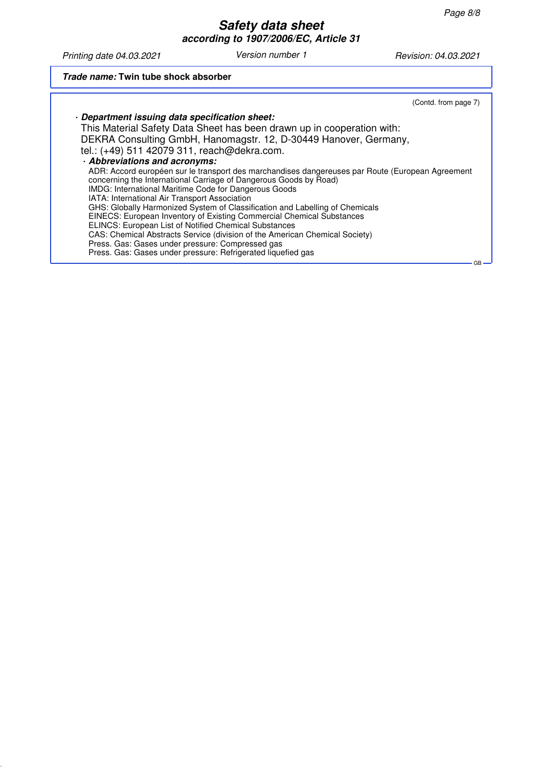(Contd. from page 7)

· ***Department issuing data specification sheet:***

This Material Safety Data Sheet has been drawn up in cooperation with:
DEKRA Consulting GmbH, Hanomagstr. 12, D-30449 Hanover, Germany,
tel.: (+49) 511 42079 311, reach@dekra.com.

· ***Abbreviations and acronyms:***

ADR: Accord européen sur le transport des marchandises dangereuses par Route (European Agreement concerning the International Carriage of Dangerous Goods by Road)
IMDG: International Maritime Code for Dangerous Goods
IATA: International Air Transport Association
GHS: Globally Harmonized System of Classification and Labelling of Chemicals
EINECS: European Inventory of Existing Commercial Chemical Substances
ELINCS: European List of Notified Chemical Substances
CAS: Chemical Abstracts Service (division of the American Chemical Society)
Press. Gas: Gases under pressure: Compressed gas
Press. Gas: Gases under pressure: Refrigerated liquefied gas